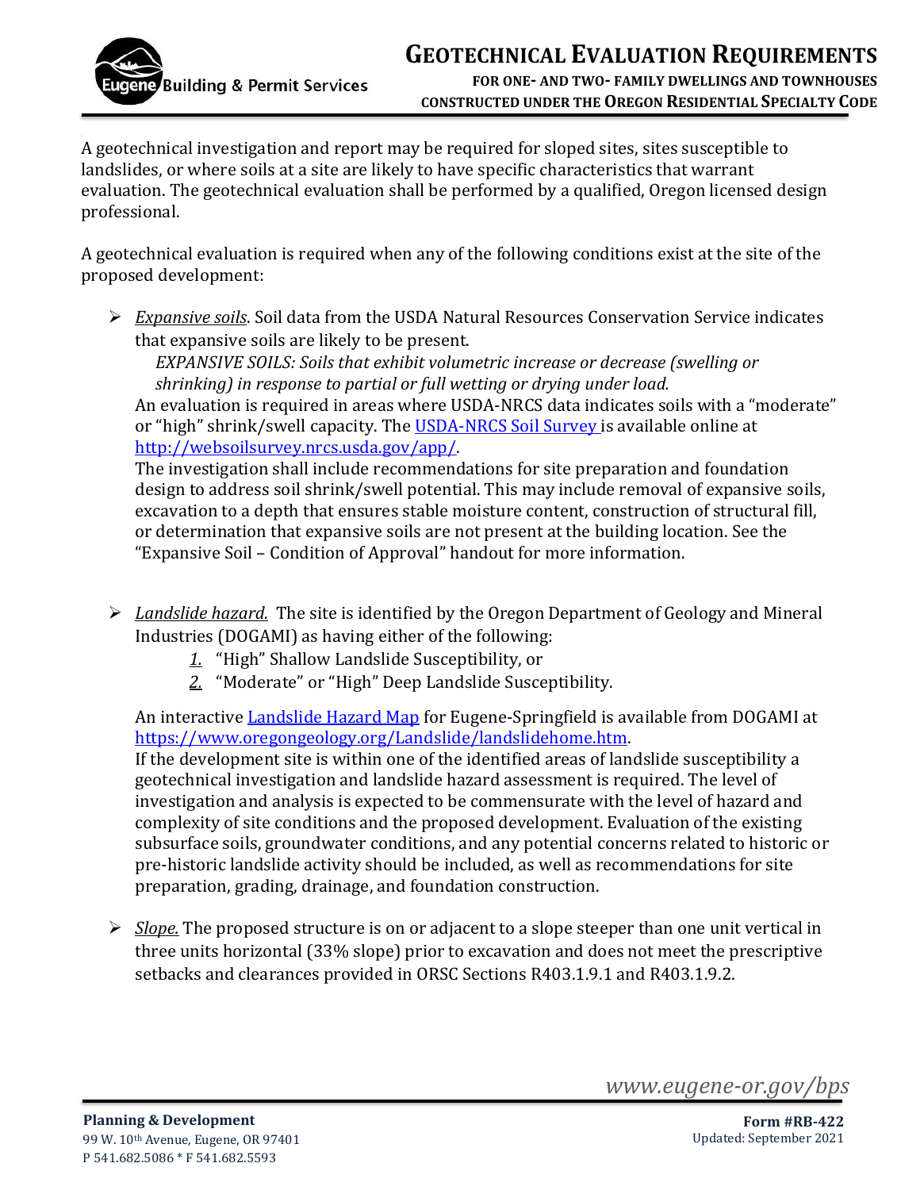# GEOTECHNICAL EVALUATION REQUIREMENTS

**FOR ONE- AND TWO- FAMILY DWELLINGS AND TOWNHOUSES CONSTRUCTED UNDER THE OREGON RESIDENTIAL SPECIALTY CODE**

A geotechnical investigation and report may be required for sloped sites, sites susceptible to landslides, or where soils at a site are likely to have specific characteristics that warrant evaluation. The geotechnical evaluation shall be performed by a qualified, Oregon licensed design professional.

A geotechnical evaluation is required when any of the following conditions exist at the site of the proposed development:

- *Expansive soils*. Soil data from the USDA Natural Resources Conservation Service indicates that expansive soils are likely to be present.

  *EXPANSIVE SOILS: Soils that exhibit volumetric increase or decrease (swelling or shrinking) in response to partial or full wetting or drying under load.*

  An evaluation is required in areas where USDA-NRCS data indicates soils with a "moderate" or "high" shrink/swell capacity. The [USDA-NRCS Soil Survey](http://websoilsurvey.nrcs.usda.gov/app/) is available online at [http://websoilsurvey.nrcs.usda.gov/app/](http://websoilsurvey.nrcs.usda.gov/app/).

  The investigation shall include recommendations for site preparation and foundation design to address soil shrink/swell potential. This may include removal of expansive soils, excavation to a depth that ensures stable moisture content, construction of structural fill, or determination that expansive soils are not present at the building location. See the "Expansive Soil – Condition of Approval" handout for more information.

- *Landslide hazard.* The site is identified by the Oregon Department of Geology and Mineral Industries (DOGAMI) as having either of the following:
  1. "High" Shallow Landslide Susceptibility, or
  2. "Moderate" or "High" Deep Landslide Susceptibility.

  An interactive [Landslide Hazard Map](https://www.oregongeology.org/Landslide/landslidehome.htm) for Eugene-Springfield is available from DOGAMI at [https://www.oregongeology.org/Landslide/landslidehome.htm](https://www.oregongeology.org/Landslide/landslidehome.htm).

  If the development site is within one of the identified areas of landslide susceptibility a geotechnical investigation and landslide hazard assessment is required. The level of investigation and analysis is expected to be commensurate with the level of hazard and complexity of site conditions and the proposed development. Evaluation of the existing subsurface soils, groundwater conditions, and any potential concerns related to historic or pre-historic landslide activity should be included, as well as recommendations for site preparation, grading, drainage, and foundation construction.

- *Slope.* The proposed structure is on or adjacent to a slope steeper than one unit vertical in three units horizontal (33% slope) prior to excavation and does not meet the prescriptive setbacks and clearances provided in ORSC Sections R403.1.9.1 and R403.1.9.2.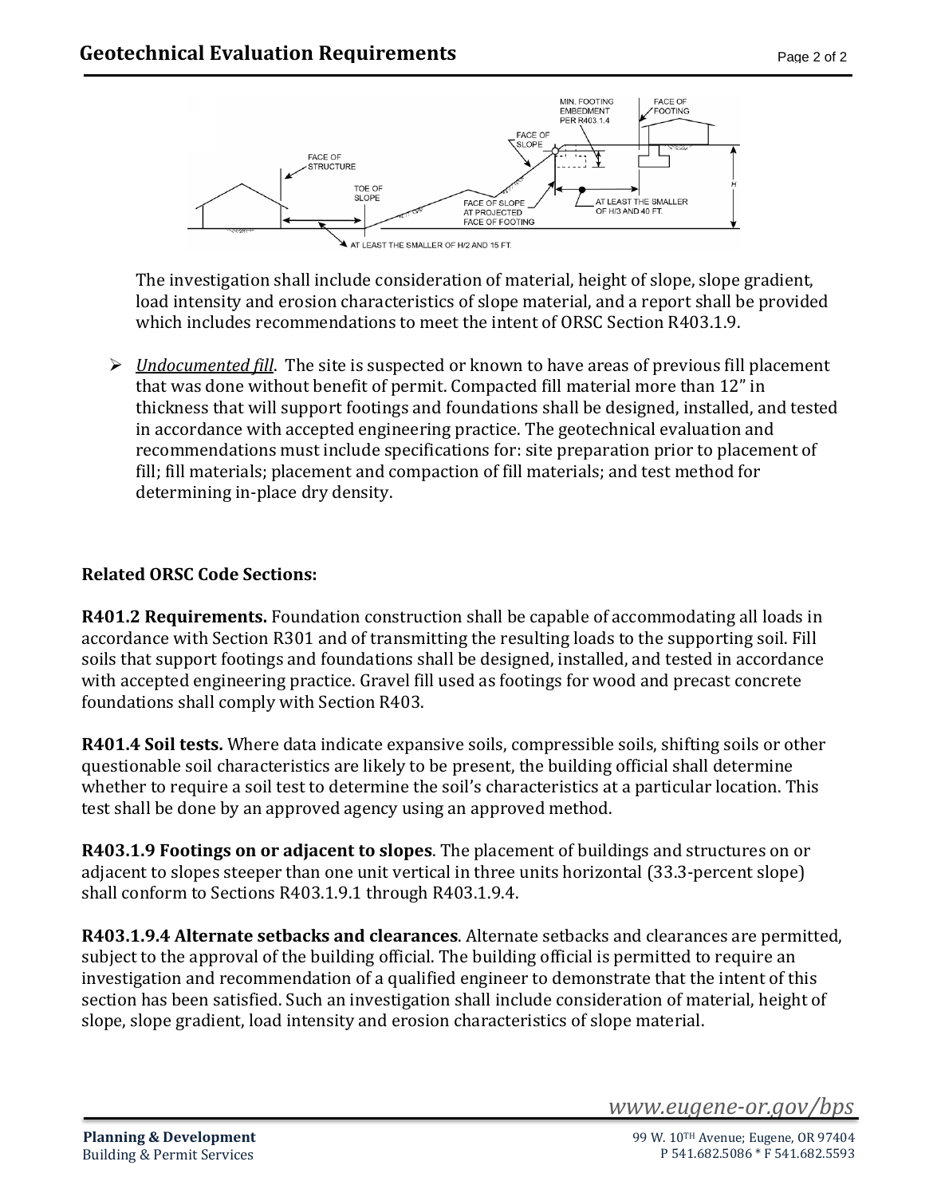MIN. FOOTING EMBEDMENT PER R403.1.4

FACE OF FOOTING

FACE OF SLOPE

FACE OF STRUCTURE

TOE OF SLOPE

H

FACE OF SLOPE AT PROJECTED FACE OF FOOTING

AT LEAST THE SMALLER OF H/3 AND 40 FT.

AT LEAST THE SMALLER OF H/2 AND 15 FT.

The investigation shall include consideration of material, height of slope, slope gradient, load intensity and erosion characteristics of slope material, and a report shall be provided which includes recommendations to meet the intent of ORSC Section R403.1.9.

- *Undocumented fill*. The site is suspected or known to have areas of previous fill placement that was done without benefit of permit. Compacted fill material more than 12" in thickness that will support footings and foundations shall be designed, installed, and tested in accordance with accepted engineering practice. The geotechnical evaluation and recommendations must include specifications for: site preparation prior to placement of fill; fill materials; placement and compaction of fill materials; and test method for determining in-place dry density.

**Related ORSC Code Sections:**

**R401.2 Requirements.** Foundation construction shall be capable of accommodating all loads in accordance with Section R301 and of transmitting the resulting loads to the supporting soil. Fill soils that support footings and foundations shall be designed, installed, and tested in accordance with accepted engineering practice. Gravel fill used as footings for wood and precast concrete foundations shall comply with Section R403.

**R401.4 Soil tests.** Where data indicate expansive soils, compressible soils, shifting soils or other questionable soil characteristics are likely to be present, the building official shall determine whether to require a soil test to determine the soil's characteristics at a particular location. This test shall be done by an approved agency using an approved method.

**R403.1.9 Footings on or adjacent to slopes**. The placement of buildings and structures on or adjacent to slopes steeper than one unit vertical in three units horizontal (33.3-percent slope) shall conform to Sections R403.1.9.1 through R403.1.9.4.

**R403.1.9.4 Alternate setbacks and clearances**. Alternate setbacks and clearances are permitted, subject to the approval of the building official. The building official is permitted to require an investigation and recommendation of a qualified engineer to demonstrate that the intent of this section has been satisfied. Such an investigation shall include consideration of material, height of slope, slope gradient, load intensity and erosion characteristics of slope material.